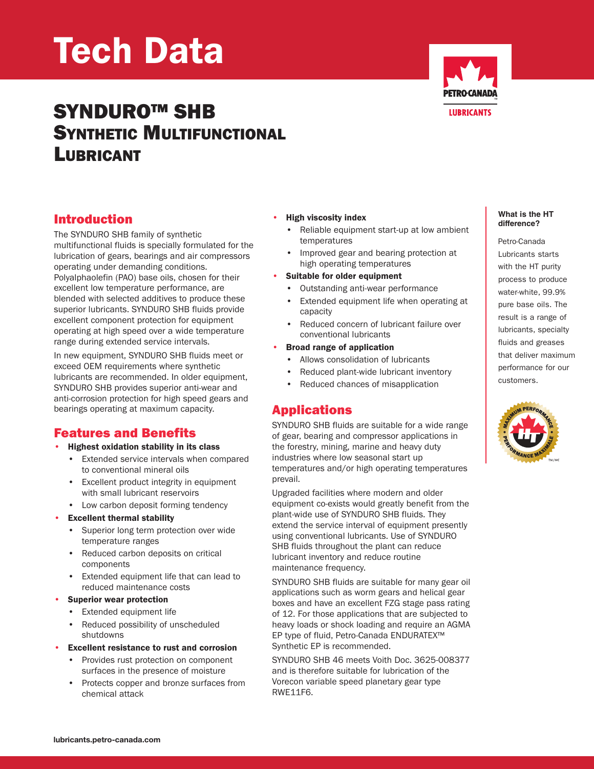# Tech Data

## SYNDURO™ SHB
## Synthetic Multifunctional Lubricant

### Introduction

The SYNDURO SHB family of synthetic multifunctional fluids is specially formulated for the lubrication of gears, bearings and air compressors operating under demanding conditions. Polyalphaolefin (PAO) base oils, chosen for their excellent low temperature performance, are blended with selected additives to produce these superior lubricants. SYNDURO SHB fluids provide excellent component protection for equipment operating at high speed over a wide temperature range during extended service intervals.

In new equipment, SYNDURO SHB fluids meet or exceed OEM requirements where synthetic lubricants are recommended. In older equipment, SYNDURO SHB provides superior anti-wear and anti-corrosion protection for high speed gears and bearings operating at maximum capacity.

### Features and Benefits

- **Highest oxidation stability in its class**
  - Extended service intervals when compared to conventional mineral oils
  - Excellent product integrity in equipment with small lubricant reservoirs
  - Low carbon deposit forming tendency
- **Excellent thermal stability**
  - Superior long term protection over wide temperature ranges
  - Reduced carbon deposits on critical components
  - Extended equipment life that can lead to reduced maintenance costs
- **Superior wear protection**
  - Extended equipment life
  - Reduced possibility of unscheduled shutdowns
- **Excellent resistance to rust and corrosion**
  - Provides rust protection on component surfaces in the presence of moisture
  - Protects copper and bronze surfaces from chemical attack
- **High viscosity index**
  - Reliable equipment start-up at low ambient temperatures
  - Improved gear and bearing protection at high operating temperatures
- **Suitable for older equipment**
  - Outstanding anti-wear performance
  - Extended equipment life when operating at capacity
  - Reduced concern of lubricant failure over conventional lubricants
- **Broad range of application**
  - Allows consolidation of lubricants
  - Reduced plant-wide lubricant inventory
  - Reduced chances of misapplication

### Applications

SYNDURO SHB fluids are suitable for a wide range of gear, bearing and compressor applications in the forestry, mining, marine and heavy duty industries where low seasonal start up temperatures and/or high operating temperatures prevail.

Upgraded facilities where modern and older equipment co-exists would greatly benefit from the plant-wide use of SYNDURO SHB fluids. They extend the service interval of equipment presently using conventional lubricants. Use of SYNDURO SHB fluids throughout the plant can reduce lubricant inventory and reduce routine maintenance frequency.

SYNDURO SHB fluids are suitable for many gear oil applications such as worm gears and helical gear boxes and have an excellent FZG stage pass rating of 12. For those applications that are subjected to heavy loads or shock loading and require an AGMA EP type of fluid, Petro-Canada ENDURATEX™ Synthetic EP is recommended.

SYNDURO SHB 46 meets Voith Doc. 3625-008377 and is therefore suitable for lubrication of the Vorecon variable speed planetary gear type RWE11F6.

**What is the HT difference?**

Petro-Canada Lubricants starts with the HT purity process to produce water-white, 99.9% pure base oils. The result is a range of lubricants, specialty fluids and greases that deliver maximum performance for our customers.

lubricants.petro-canada.com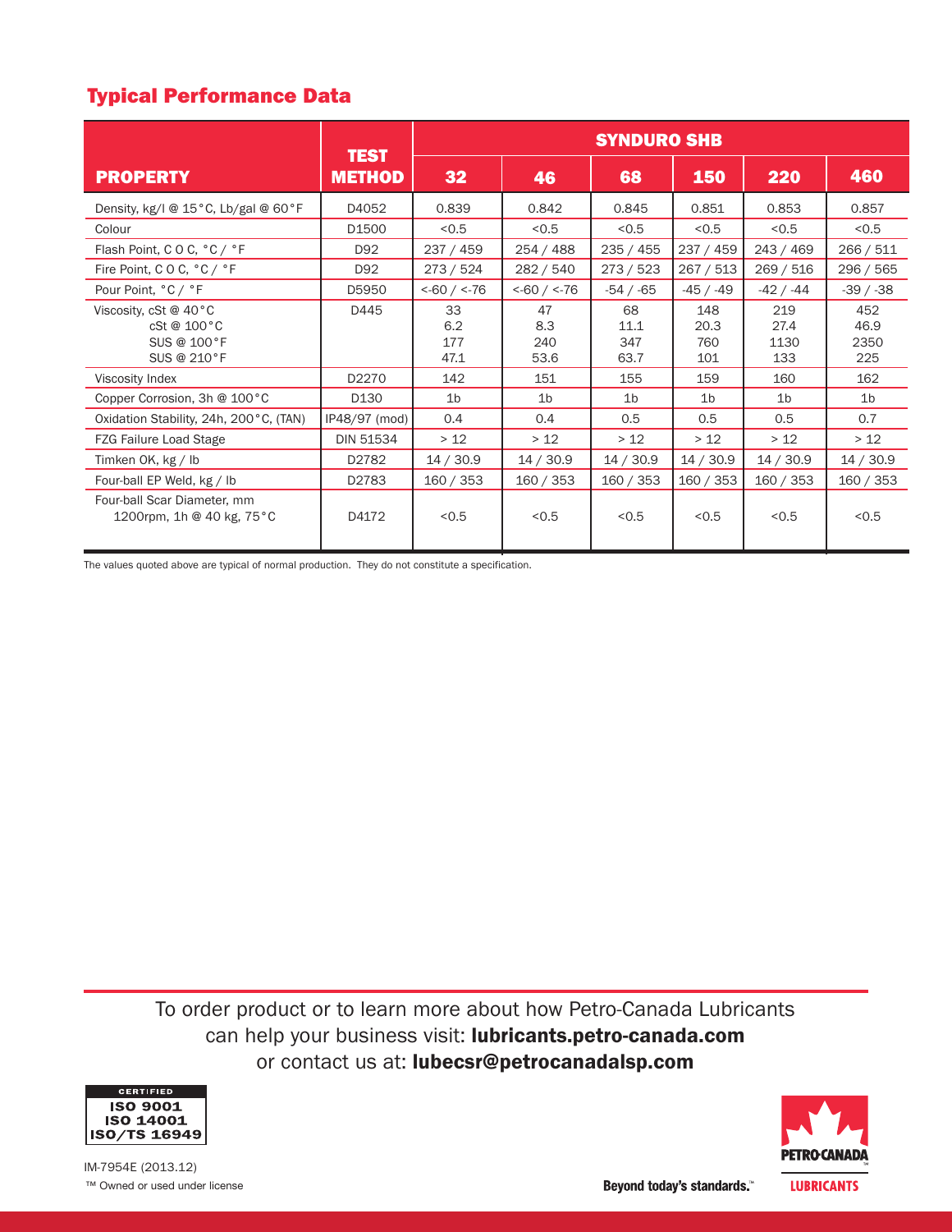## Typical Performance Data

| PROPERTY | TEST METHOD | SYNDURO SHB 32 | SYNDURO SHB 46 | SYNDURO SHB 68 | SYNDURO SHB 150 | SYNDURO SHB 220 | SYNDURO SHB 460 |
|---|---|---|---|---|---|---|---|
| Density, kg/l @ 15°C, Lb/gal @ 60°F | D4052 | 0.839 | 0.842 | 0.845 | 0.851 | 0.853 | 0.857 |
| Colour | D1500 | <0.5 | <0.5 | <0.5 | <0.5 | <0.5 | <0.5 |
| Flash Point, C O C, °C / °F | D92 | 237 / 459 | 254 / 488 | 235 / 455 | 237 / 459 | 243 / 469 | 266 / 511 |
| Fire Point, C O C, °C / °F | D92 | 273 / 524 | 282 / 540 | 273 / 523 | 267 / 513 | 269 / 516 | 296 / 565 |
| Pour Point, °C / °F | D5950 | <-60 / <-76 | <-60 / <-76 | -54 / -65 | -45 / -49 | -42 / -44 | -39 / -38 |
| Viscosity, cSt @ 40°C | D445 | 33 | 47 | 68 | 148 | 219 | 452 |
| cSt @ 100°C | | 6.2 | 8.3 | 11.1 | 20.3 | 27.4 | 46.9 |
| SUS @ 100°F | | 177 | 240 | 347 | 760 | 1130 | 2350 |
| SUS @ 210°F | | 47.1 | 53.6 | 63.7 | 101 | 133 | 225 |
| Viscosity Index | D2270 | 142 | 151 | 155 | 159 | 160 | 162 |
| Copper Corrosion, 3h @ 100°C | D130 | 1b | 1b | 1b | 1b | 1b | 1b |
| Oxidation Stability, 24h, 200°C, (TAN) | IP48/97 (mod) | 0.4 | 0.4 | 0.5 | 0.5 | 0.5 | 0.7 |
| FZG Failure Load Stage | DIN 51534 | > 12 | > 12 | > 12 | > 12 | > 12 | > 12 |
| Timken OK, kg / lb | D2782 | 14 / 30.9 | 14 / 30.9 | 14 / 30.9 | 14 / 30.9 | 14 / 30.9 | 14 / 30.9 |
| Four-ball EP Weld, kg / lb | D2783 | 160 / 353 | 160 / 353 | 160 / 353 | 160 / 353 | 160 / 353 | 160 / 353 |
| Four-ball Scar Diameter, mm 1200rpm, 1h @ 40 kg, 75°C | D4172 | <0.5 | <0.5 | <0.5 | <0.5 | <0.5 | <0.5 |

The values quoted above are typical of normal production. They do not constitute a specification.

To order product or to learn more about how Petro-Canada Lubricants can help your business visit: **lubricants.petro-canada.com** or contact us at: **lubecsr@petrocanadalsp.com**

CERTIFIED
ISO 9001
ISO 14001
ISO/TS 16949

IM-7954E (2013.12)

™ Owned or used under license

**Beyond today's standards.**™

PETRO-CANADA LUBRICANTS